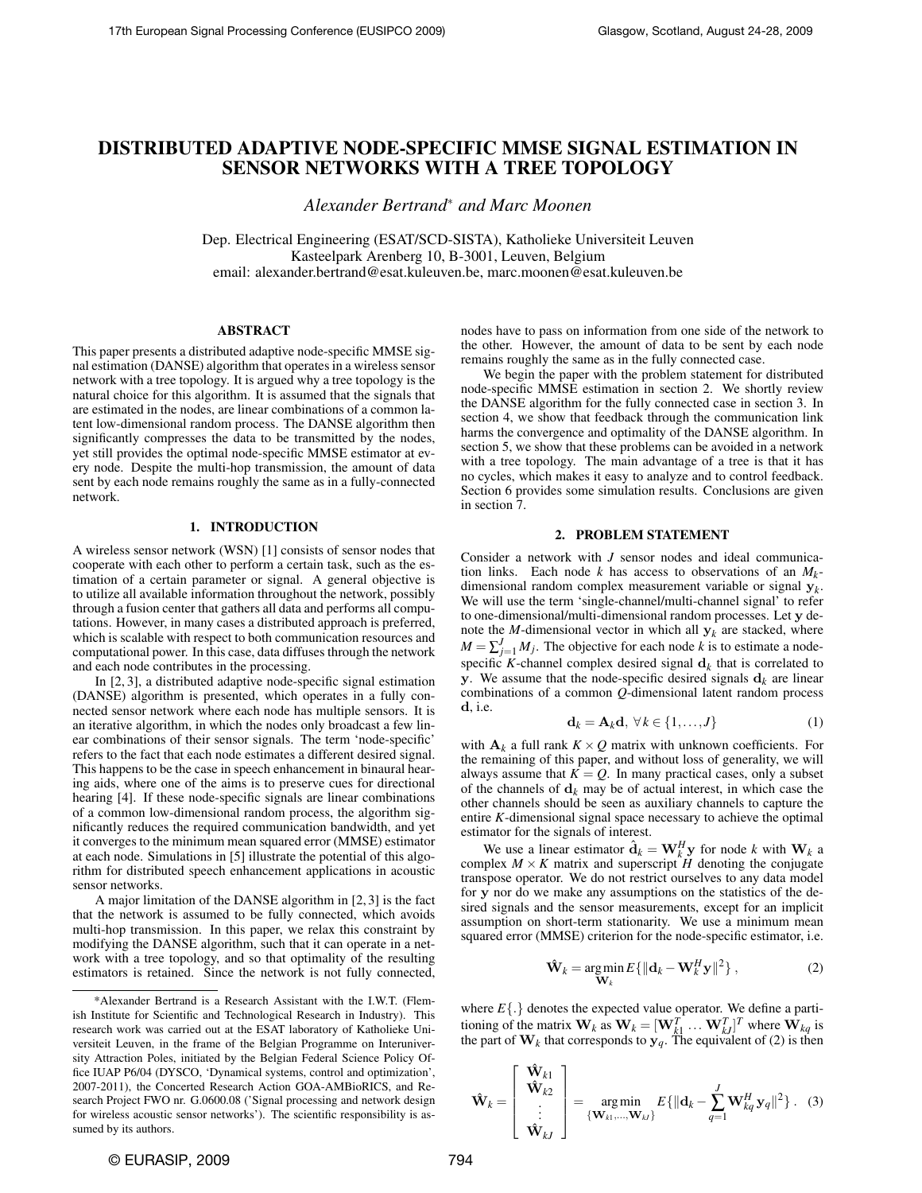# DISTRIBUTED ADAPTIVE NODE-SPECIFIC MMSE SIGNAL ESTIMATION IN SENSOR NETWORKS WITH A TREE TOPOLOGY

*Alexander Bertrand\* and Marc Moonen*

Dep. Electrical Engineering (ESAT/SCD-SISTA), Katholieke Universiteit Leuven
Kasteelpark Arenberg 10, B-3001, Leuven, Belgium
email: alexander.bertrand@esat.kuleuven.be, marc.moonen@esat.kuleuven.be

### ABSTRACT

This paper presents a distributed adaptive node-specific MMSE signal estimation (DANSE) algorithm that operates in a wireless sensor network with a tree topology. It is argued why a tree topology is the natural choice for this algorithm. It is assumed that the signals that are estimated in the nodes, are linear combinations of a common latent low-dimensional random process. The DANSE algorithm then significantly compresses the data to be transmitted by the nodes, yet still provides the optimal node-specific MMSE estimator at every node. Despite the multi-hop transmission, the amount of data sent by each node remains roughly the same as in a fully-connected network.

## 1. INTRODUCTION

A wireless sensor network (WSN) [1] consists of sensor nodes that cooperate with each other to perform a certain task, such as the estimation of a certain parameter or signal. A general objective is to utilize all available information throughout the network, possibly through a fusion center that gathers all data and performs all computations. However, in many cases a distributed approach is preferred, which is scalable with respect to both communication resources and computational power. In this case, data diffuses through the network and each node contributes in the processing.

In [2, 3], a distributed adaptive node-specific signal estimation (DANSE) algorithm is presented, which operates in a fully connected sensor network where each node has multiple sensors. It is an iterative algorithm, in which the nodes only broadcast a few linear combinations of their sensor signals. The term 'node-specific' refers to the fact that each node estimates a different desired signal. This happens to be the case in speech enhancement in binaural hearing aids, where one of the aims is to preserve cues for directional hearing [4]. If these node-specific signals are linear combinations of a common low-dimensional random process, the algorithm significantly reduces the required communication bandwidth, and yet it converges to the minimum mean squared error (MMSE) estimator at each node. Simulations in [5] illustrate the potential of this algorithm for distributed speech enhancement applications in acoustic sensor networks.

A major limitation of the DANSE algorithm in [2, 3] is the fact that the network is assumed to be fully connected, which avoids multi-hop transmission. In this paper, we relax this constraint by modifying the DANSE algorithm, such that it can operate in a network with a tree topology, and so that optimality of the resulting estimators is retained. Since the network is not fully connected, nodes have to pass on information from one side of the network to the other. However, the amount of data to be sent by each node remains roughly the same as in the fully connected case.

We begin the paper with the problem statement for distributed node-specific MMSE estimation in section 2. We shortly review the DANSE algorithm for the fully connected case in section 3. In section 4, we show that feedback through the communication link harms the convergence and optimality of the DANSE algorithm. In section 5, we show that these problems can be avoided in a network with a tree topology. The main advantage of a tree is that it has no cycles, which makes it easy to analyze and to control feedback. Section 6 provides some simulation results. Conclusions are given in section 7.

## 2. PROBLEM STATEMENT

Consider a network with $J$ sensor nodes and ideal communication links. Each node $k$ has access to observations of an $M_k$-dimensional random complex measurement variable or signal $\mathbf{y}_k$. We will use the term 'single-channel/multi-channel signal' to refer to one-dimensional/multi-dimensional random processes. Let $\mathbf{y}$ denote the $M$-dimensional vector in which all $\mathbf{y}_k$ are stacked, where $M = \sum_{j=1}^{J} M_j$. The objective for each node $k$ is to estimate a node-specific $K$-channel complex desired signal $\mathbf{d}_k$ that is correlated to $\mathbf{y}$. We assume that the node-specific desired signals $\mathbf{d}_k$ are linear combinations of a common $Q$-dimensional latent random process $\mathbf{d}$, i.e.

$$\mathbf{d}_k = \mathbf{A}_k \mathbf{d}, \; \forall k \in \{1, \ldots, J\} \tag{1}$$

with $\mathbf{A}_k$ a full rank $K \times Q$ matrix with unknown coefficients. For the remaining of this paper, and without loss of generality, we will always assume that $K = Q$. In many practical cases, only a subset of the channels of $\mathbf{d}_k$ may be of actual interest, in which case the other channels should be seen as auxiliary channels to capture the entire $K$-dimensional signal space necessary to achieve the optimal estimator for the signals of interest.

We use a linear estimator $\hat{\mathbf{d}}_k = \mathbf{W}_k^H \mathbf{y}$ for node $k$ with $\mathbf{W}_k$ a complex $M \times K$ matrix and superscript $H$ denoting the conjugate transpose operator. We do not restrict ourselves to any data model for $\mathbf{y}$ nor do we make any assumptions on the statistics of the desired signals and the sensor measurements, except for an implicit assumption on short-term stationarity. We use a minimum mean squared error (MMSE) criterion for the node-specific estimator, i.e.

$$\hat{\mathbf{W}}_k = \underset{\mathbf{W}_k}{\arg\min} E\{\|\mathbf{d}_k - \mathbf{W}_k^H \mathbf{y}\|^2\}, \tag{2}$$

where $E\{.\}$ denotes the expected value operator. We define a partitioning of the matrix $\mathbf{W}_k$ as $\mathbf{W}_k = [\mathbf{W}_{k1}^T \ldots \mathbf{W}_{kJ}^T]^T$ where $\mathbf{W}_{kq}$ is the part of $\mathbf{W}_k$ that corresponds to $\mathbf{y}_q$. The equivalent of (2) is then

$$\hat{\mathbf{W}}_k = \begin{bmatrix} \hat{\mathbf{W}}_{k1} \\ \hat{\mathbf{W}}_{k2} \\ \vdots \\ \hat{\mathbf{W}}_{kJ} \end{bmatrix} = \underset{\{\mathbf{W}_{k1}, \ldots, \mathbf{W}_{kJ}\}}{\arg\min} E\{\|\mathbf{d}_k - \sum_{q=1}^{J} \mathbf{W}_{kq}^H \mathbf{y}_q\|^2\}. \tag{3}$$

---

\*Alexander Bertrand is a Research Assistant with the I.W.T. (Flemish Institute for Scientific and Technological Research in Industry). This research work was carried out at the ESAT laboratory of Katholieke Universiteit Leuven, in the frame of the Belgian Programme on Interuniversity Attraction Poles, initiated by the Belgian Federal Science Policy Office IUAP P6/04 (DYSCO, 'Dynamical systems, control and optimization', 2007-2011), the Concerted Research Action GOA-AMBioRICS, and Research Project FWO nr. G.0600.08 ('Signal processing and network design for wireless acoustic sensor networks'). The scientific responsibility is assumed by its authors.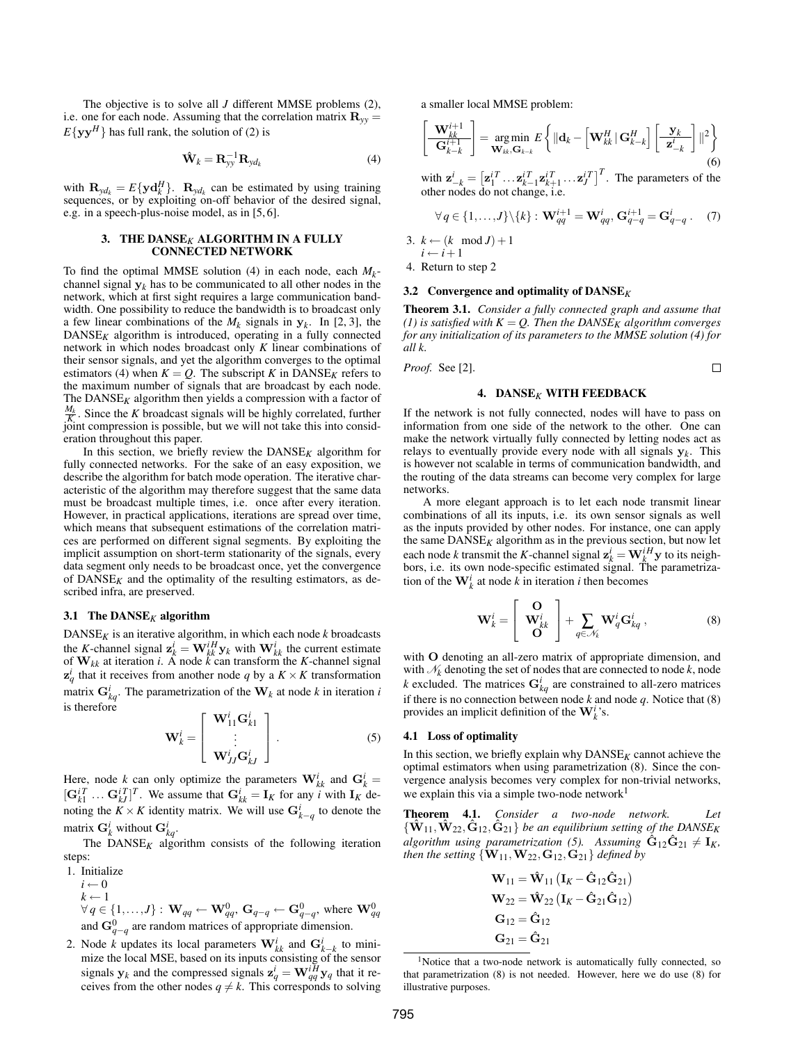The objective is to solve all $J$ different MMSE problems (2), i.e. one for each node. Assuming that the correlation matrix $\mathbf{R}_{yy} = E\{\mathbf{y}\mathbf{y}^H\}$ has full rank, the solution of (2) is

$$\hat{\mathbf{W}}_k = \mathbf{R}_{yy}^{-1}\mathbf{R}_{yd_k} \tag{4}$$

with $\mathbf{R}_{yd_k} = E\{\mathbf{y}\mathbf{d}_k^H\}$. $\mathbf{R}_{yd_k}$ can be estimated by using training sequences, or by exploiting on-off behavior of the desired signal, e.g. in a speech-plus-noise model, as in [5, 6].

## 3. THE DANSE$_K$ ALGORITHM IN A FULLY CONNECTED NETWORK

To find the optimal MMSE solution (4) in each node, each $M_k$-channel signal $\mathbf{y}_k$ has to be communicated to all other nodes in the network, which at first sight requires a large communication bandwidth. One possibility to reduce the bandwidth is to broadcast only a few linear combinations of the $M_k$ signals in $\mathbf{y}_k$. In [2, 3], the DANSE$_K$ algorithm is introduced, operating in a fully connected network in which nodes broadcast only $K$ linear combinations of their sensor signals, and yet the algorithm converges to the optimal estimators (4) when $K = Q$. The subscript $K$ in DANSE$_K$ refers to the maximum number of signals that are broadcast by each node. The DANSE$_K$ algorithm then yields a compression with a factor of $\frac{M_k}{K}$. Since the $K$ broadcast signals will be highly correlated, further joint compression is possible, but we will not take this into consideration throughout this paper.

In this section, we briefly review the DANSE$_K$ algorithm for fully connected networks. For the sake of an easy exposition, we describe the algorithm for batch mode operation. The iterative characteristic of the algorithm may therefore suggest that the same data must be broadcast multiple times, i.e. once after every iteration. However, in practical applications, iterations are spread over time, which means that subsequent estimations of the correlation matrices are performed on different signal segments. By exploiting the implicit assumption on short-term stationarity of the signals, every data segment only needs to be broadcast once, yet the convergence of DANSE$_K$ and the optimality of the resulting estimators, as described infra, are preserved.

### 3.1 The DANSE$_K$ algorithm

DANSE$_K$ is an iterative algorithm, in which each node $k$ broadcasts the $K$-channel signal $\mathbf{z}_k^i = \mathbf{W}_{kk}^{iH}\mathbf{y}_k$ with $\mathbf{W}_{kk}^i$ the current estimate of $\mathbf{W}_{kk}$ at iteration $i$. A node $k$ can transform the $K$-channel signal $\mathbf{z}_q^i$ that it receives from another node $q$ by a $K \times K$ transformation matrix $\mathbf{G}_{kq}^i$. The parametrization of the $\mathbf{W}_k$ at node $k$ in iteration $i$ is therefore

$$\mathbf{W}_k^i = \begin{bmatrix} \mathbf{W}_{11}^i\mathbf{G}_{k1}^i \\ \vdots \\ \mathbf{W}_{JJ}^i\mathbf{G}_{kJ}^i \end{bmatrix} . \tag{5}$$

Here, node $k$ can only optimize the parameters $\mathbf{W}_{kk}^i$ and $\mathbf{G}_k^i = [\mathbf{G}_{k1}^{iT} \ldots \mathbf{G}_{kJ}^{iT}]^T$. We assume that $\mathbf{G}_{kk}^i = \mathbf{I}_K$ for any $i$ with $\mathbf{I}_K$ denoting the $K \times K$ identity matrix. We will use $\mathbf{G}_{k-q}^i$ to denote the matrix $\mathbf{G}_k^i$ without $\mathbf{G}_{kq}^i$.

The DANSE$_K$ algorithm consists of the following iteration steps:

1. Initialize
   $i \leftarrow 0$
   $k \leftarrow 1$
   $\forall\, q \in \{1,\ldots,J\} : \mathbf{W}_{qq} \leftarrow \mathbf{W}_{qq}^0,\ \mathbf{G}_{q-q} \leftarrow \mathbf{G}_{q-q}^0$, where $\mathbf{W}_{qq}^0$ and $\mathbf{G}_{q-q}^0$ are random matrices of appropriate dimension.
2. Node $k$ updates its local parameters $\mathbf{W}_{kk}^i$ and $\mathbf{G}_{k-k}^i$ to minimize the local MSE, based on its inputs consisting of the sensor signals $\mathbf{y}_k$ and the compressed signals $\mathbf{z}_q^i = \mathbf{W}_{qq}^{iH}\mathbf{y}_q$ that it receives from the other nodes $q \neq k$. This corresponds to solving a smaller local MMSE problem:
$$\left[\frac{\mathbf{W}_{kk}^{i+1}}{\mathbf{G}_{k-k}^{i+1}}\right] = \underset{\mathbf{W}_{kk},\mathbf{G}_{k-k}}{\arg\min}\, E\left\{\|\mathbf{d}_k - \left[\mathbf{W}_{kk}^H \,|\, \mathbf{G}_{k-k}^H\right]\left[\frac{\mathbf{y}_k}{\mathbf{z}_{-k}^i}\right]\|^2\right\} \tag{6}$$
with $\mathbf{z}_{-k}^i = \left[\mathbf{z}_1^{iT}\ldots\mathbf{z}_{k-1}^{iT}\mathbf{z}_{k+1}^{iT}\ldots\mathbf{z}_J^{iT}\right]^T$. The parameters of the other nodes do not change, i.e.
$$\forall\, q \in \{1,\ldots,J\}\backslash\{k\} : \mathbf{W}_{qq}^{i+1} = \mathbf{W}_{qq}^i,\ \mathbf{G}_{q-q}^{i+1} = \mathbf{G}_{q-q}^i . \tag{7}$$
3. $k \leftarrow (k \mod J) + 1$
   $i \leftarrow i+1$
4. Return to step 2

### 3.2 Convergence and optimality of DANSE$_K$

**Theorem 3.1.** *Consider a fully connected graph and assume that (1) is satisfied with $K = Q$. Then the DANSE$_K$ algorithm converges for any initialization of its parameters to the MMSE solution (4) for all $k$.*

*Proof.* See [2]. □

## 4. DANSE$_K$ WITH FEEDBACK

If the network is not fully connected, nodes will have to pass on information from one side of the network to the other. One can make the network virtually fully connected by letting nodes act as relays to eventually provide every node with all signals $\mathbf{y}_k$. This is however not scalable in terms of communication bandwidth, and the routing of the data streams can become very complex for large networks.

A more elegant approach is to let each node transmit linear combinations of all its inputs, i.e. its own sensor signals as well as the inputs provided by other nodes. For instance, one can apply the same DANSE$_K$ algorithm as in the previous section, but now let each node $k$ transmit the $K$-channel signal $\mathbf{z}_k^i = \mathbf{W}_k^{iH}\mathbf{y}$ to its neighbors, i.e. its own node-specific estimated signal. The parametrization of the $\mathbf{W}_k^i$ at node $k$ in iteration $i$ then becomes

$$\mathbf{W}_k^i = \begin{bmatrix} \mathbf{O} \\ \mathbf{W}_{kk}^i \\ \mathbf{O} \end{bmatrix} + \sum_{q \in \mathcal{N}_k} \mathbf{W}_q^i\mathbf{G}_{kq}^i , \tag{8}$$

with $\mathbf{O}$ denoting an all-zero matrix of appropriate dimension, and with $\mathcal{N}_k$ denoting the set of nodes that are connected to node $k$, node $k$ excluded. The matrices $\mathbf{G}_{kq}^i$ are constrained to all-zero matrices if there is no connection between node $k$ and node $q$. Notice that (8) provides an implicit definition of the $\mathbf{W}_k^i$'s.

### 4.1 Loss of optimality

In this section, we briefly explain why DANSE$_K$ cannot achieve the optimal estimators when using parametrization (8). Since the convergence analysis becomes very complex for non-trivial networks, we explain this via a simple two-node network[1]

**Theorem 4.1.** *Consider a two-node network. Let $\{\hat{\mathbf{W}}_{11}, \hat{\mathbf{W}}_{22}, \hat{\mathbf{G}}_{12}, \hat{\mathbf{G}}_{21}\}$ be an equilibrium setting of the DANSE$_K$ algorithm using parametrization (5). Assuming $\hat{\mathbf{G}}_{12}\hat{\mathbf{G}}_{21} \neq \mathbf{I}_K$, then the setting $\{\mathbf{W}_{11}, \mathbf{W}_{22}, \mathbf{G}_{12}, \mathbf{G}_{21}\}$ defined by*

$$\mathbf{W}_{11} = \hat{\mathbf{W}}_{11}\left(\mathbf{I}_K - \hat{\mathbf{G}}_{12}\hat{\mathbf{G}}_{21}\right)$$
$$\mathbf{W}_{22} = \hat{\mathbf{W}}_{22}\left(\mathbf{I}_K - \hat{\mathbf{G}}_{21}\hat{\mathbf{G}}_{12}\right)$$
$$\mathbf{G}_{12} = \hat{\mathbf{G}}_{12}$$
$$\mathbf{G}_{21} = \hat{\mathbf{G}}_{21}$$

[1] Notice that a two-node network is automatically fully connected, so that parametrization (8) is not needed. However, here we do use (8) for illustrative purposes.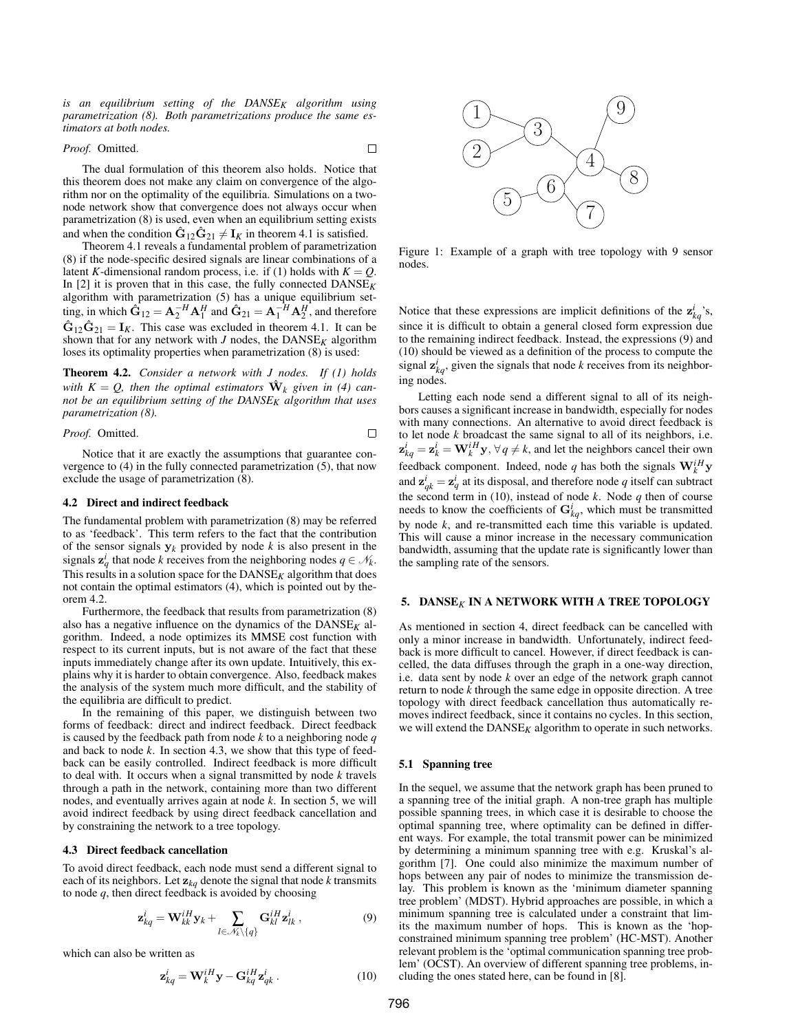*is an equilibrium setting of the DANSE$_K$ algorithm using parametrization (8). Both parametrizations produce the same estimators at both nodes.*

*Proof.* Omitted. □

The dual formulation of this theorem also holds. Notice that this theorem does not make any claim on convergence of the algorithm nor on the optimality of the equilibria. Simulations on a two-node network show that convergence does not always occur when parametrization (8) is used, even when an equilibrium setting exists and when the condition $\hat{\mathbf{G}}_{12}\hat{\mathbf{G}}_{21} \neq \mathbf{I}_K$ in theorem 4.1 is satisfied.

Theorem 4.1 reveals a fundamental problem of parametrization (8) if the node-specific desired signals are linear combinations of a latent $K$-dimensional random process, i.e. if (1) holds with $K = Q$. In [2] it is proven that in this case, the fully connected DANSE$_K$ algorithm with parametrization (5) has a unique equilibrium setting, in which $\hat{\mathbf{G}}_{12} = \mathbf{A}_2^{-H}\mathbf{A}_1^H$ and $\hat{\mathbf{G}}_{21} = \mathbf{A}_1^{-H}\mathbf{A}_2^H$, and therefore $\hat{\mathbf{G}}_{12}\hat{\mathbf{G}}_{21} = \mathbf{I}_K$. This case was excluded in theorem 4.1. It can be shown that for any network with $J$ nodes, the DANSE$_K$ algorithm loses its optimality properties when parametrization (8) is used:

**Theorem 4.2.** *Consider a network with $J$ nodes. If (1) holds with $K = Q$, then the optimal estimators $\hat{\mathbf{W}}_k$ given in (4) cannot be an equilibrium setting of the DANSE$_K$ algorithm that uses parametrization (8).*

*Proof.* Omitted. □

Notice that it are exactly the assumptions that guarantee convergence to (4) in the fully connected parametrization (5), that now exclude the usage of parametrization (8).

### 4.2 Direct and indirect feedback

The fundamental problem with parametrization (8) may be referred to as 'feedback'. This term refers to the fact that the contribution of the sensor signals $\mathbf{y}_k$ provided by node $k$ is also present in the signals $\mathbf{z}_q^i$ that node $k$ receives from the neighboring nodes $q \in \mathcal{N}_k$. This results in a solution space for the DANSE$_K$ algorithm that does not contain the optimal estimators (4), which is pointed out by theorem 4.2.

Furthermore, the feedback that results from parametrization (8) also has a negative influence on the dynamics of the DANSE$_K$ algorithm. Indeed, a node optimizes its MMSE cost function with respect to its current inputs, but is not aware of the fact that these inputs immediately change after its own update. Intuitively, this explains why it is harder to obtain convergence. Also, feedback makes the analysis of the system much more difficult, and the stability of the equilibria are difficult to predict.

In the remaining of this paper, we distinguish between two forms of feedback: direct and indirect feedback. Direct feedback is caused by the feedback path from node $k$ to a neighboring node $q$ and back to node $k$. In section 4.3, we show that this type of feedback can be easily controlled. Indirect feedback is more difficult to deal with. It occurs when a signal transmitted by node $k$ travels through a path in the network, containing more than two different nodes, and eventually arrives again at node $k$. In section 5, we will avoid indirect feedback by using direct feedback cancellation and by constraining the network to a tree topology.

### 4.3 Direct feedback cancellation

To avoid direct feedback, each node must send a different signal to each of its neighbors. Let $\mathbf{z}_{kq}$ denote the signal that node $k$ transmits to node $q$, then direct feedback is avoided by choosing

$$\mathbf{z}_{kq}^i = \mathbf{W}_{kk}^{iH}\mathbf{y}_k + \sum_{l \in \mathcal{N}_k \backslash \{q\}} \mathbf{G}_{kl}^{iH}\mathbf{z}_{lk}^i\,, \tag{9}$$

which can also be written as

$$\mathbf{z}_{kq}^i = \mathbf{W}_k^{iH}\mathbf{y} - \mathbf{G}_{kq}^{iH}\mathbf{z}_{qk}^i\,. \tag{10}$$

Figure 1: Example of a graph with tree topology with 9 sensor nodes.

Notice that these expressions are implicit definitions of the $\mathbf{z}_{kq}^i$'s, since it is difficult to obtain a general closed form expression due to the remaining indirect feedback. Instead, the expressions (9) and (10) should be viewed as a definition of the process to compute the signal $\mathbf{z}_{kq}^i$, given the signals that node $k$ receives from its neighboring nodes.

Letting each node send a different signal to all of its neighbors causes a significant increase in bandwidth, especially for nodes with many connections. An alternative to avoid direct feedback is to let node $k$ broadcast the same signal to all of its neighbors, i.e. $\mathbf{z}_{kq}^i = \mathbf{z}_k^i = \mathbf{W}_k^{iH}\mathbf{y}, \forall q \neq k$, and let the neighbors cancel their own feedback component. Indeed, node $q$ has both the signals $\mathbf{W}_k^{iH}\mathbf{y}$ and $\mathbf{z}_{qk}^i = \mathbf{z}_q^i$ at its disposal, and therefore node $q$ itself can subtract the second term in (10), instead of node $k$. Node $q$ then of course needs to know the coefficients of $\mathbf{G}_{kq}^i$, which must be transmitted by node $k$, and re-transmitted each time this variable is updated. This will cause a minor increase in the necessary communication bandwidth, assuming that the update rate is significantly lower than the sampling rate of the sensors.

## 5. DANSE$_K$ IN A NETWORK WITH A TREE TOPOLOGY

As mentioned in section 4, direct feedback can be cancelled with only a minor increase in bandwidth. Unfortunately, indirect feedback is more difficult to cancel. However, if direct feedback is cancelled, the data diffuses through the graph in a one-way direction, i.e. data sent by node $k$ over an edge of the network graph cannot return to node $k$ through the same edge in opposite direction. A tree topology with direct feedback cancellation thus automatically removes indirect feedback, since it contains no cycles. In this section, we will extend the DANSE$_K$ algorithm to operate in such networks.

### 5.1 Spanning tree

In the sequel, we assume that the network graph has been pruned to a spanning tree of the initial graph. A non-tree graph has multiple possible spanning trees, in which case it is desirable to choose the optimal spanning tree, where optimality can be defined in different ways. For example, the total transmit power can be minimized by determining a minimum spanning tree with e.g. Kruskal's algorithm [7]. One could also minimize the maximum number of hops between any pair of nodes to minimize the transmission delay. This problem is known as the 'minimum diameter spanning tree problem' (MDST). Hybrid approaches are possible, in which a minimum spanning tree is calculated under a constraint that limits the maximum number of hops. This is known as the 'hop-constrained minimum spanning tree problem' (HC-MST). Another relevant problem is the 'optimal communication spanning tree problem' (OCST). An overview of different spanning tree problems, including the ones stated here, can be found in [8].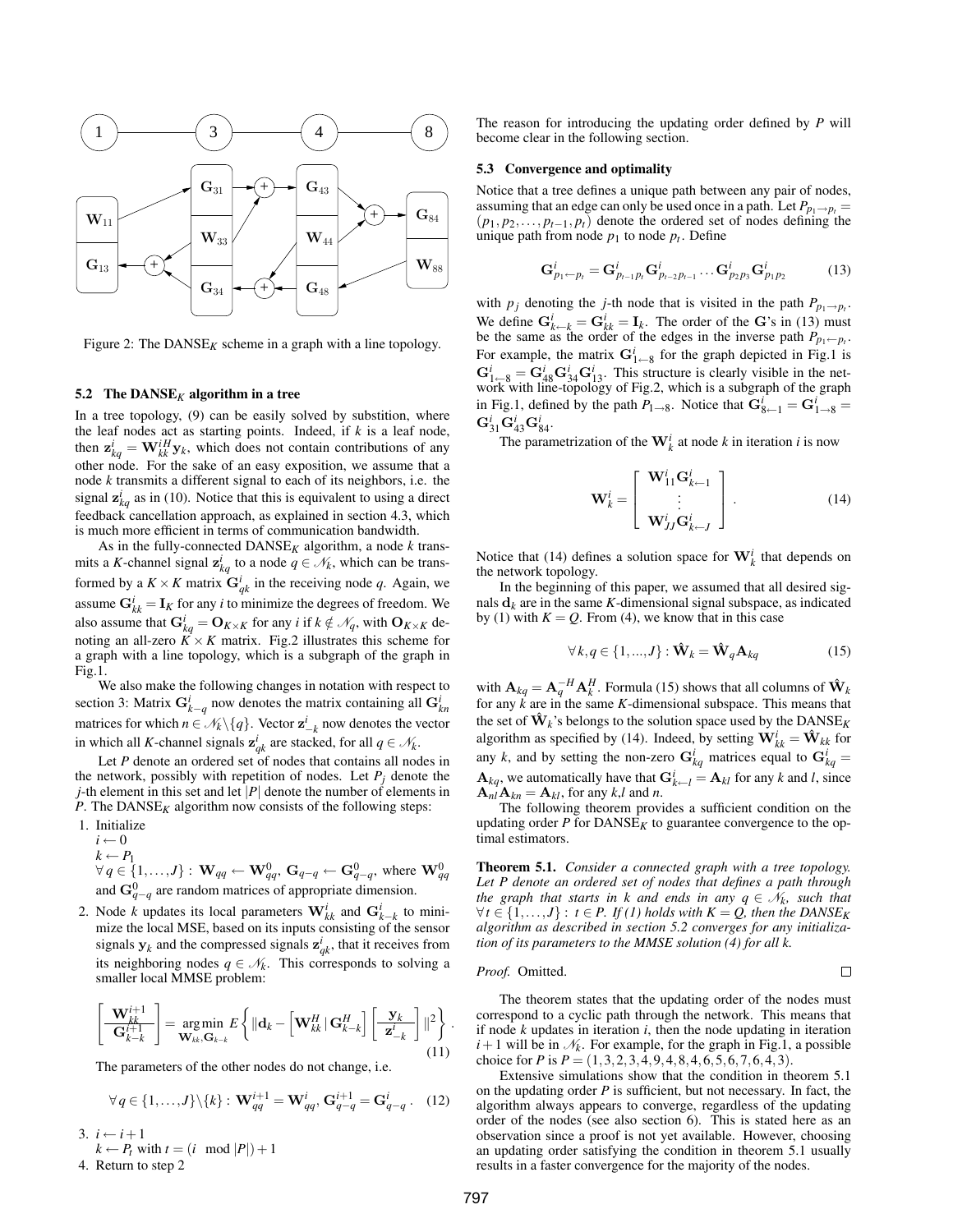Figure 2: The DANSE$_K$ scheme in a graph with a line topology.

### 5.2 The DANSE$_K$ algorithm in a tree

In a tree topology, (9) can be easily solved by substition, where the leaf nodes act as starting points. Indeed, if $k$ is a leaf node, then $\mathbf{z}_{kq}^i = \mathbf{W}_{kk}^{iH}\mathbf{y}_k$, which does not contain contributions of any other node. For the sake of an easy exposition, we assume that a node $k$ transmits a different signal to each of its neighbors, i.e. the signal $\mathbf{z}_{kq}^i$ as in (10). Notice that this is equivalent to using a direct feedback cancellation approach, as explained in section 4.3, which is much more efficient in terms of communication bandwidth.

As in the fully-connected DANSE$_K$ algorithm, a node $k$ transmits a $K$-channel signal $\mathbf{z}_{kq}^i$ to a node $q \in \mathcal{N}_k$, which can be transformed by a $K \times K$ matrix $\mathbf{G}_{qk}^i$ in the receiving node $q$. Again, we assume $\mathbf{G}_{kk}^i = \mathbf{I}_K$ for any $i$ to minimize the degrees of freedom. We also assume that $\mathbf{G}_{kq}^i = \mathbf{O}_{K\times K}$ for any $i$ if $k \notin \mathcal{N}_q$, with $\mathbf{O}_{K\times K}$ denoting an all-zero $K \times K$ matrix. Fig.2 illustrates this scheme for a graph with a line topology, which is a subgraph of the graph in Fig.1.

We also make the following changes in notation with respect to section 3: Matrix $\mathbf{G}_{k-q}^i$ now denotes the matrix containing all $\mathbf{G}_{kn}^i$ matrices for which $n \in \mathcal{N}_k\backslash\{q\}$. Vector $\mathbf{z}_{-k}^i$ now denotes the vector in which all $K$-channel signals $\mathbf{z}_{qk}^i$ are stacked, for all $q \in \mathcal{N}_k$.

Let $P$ denote an ordered set of nodes that contains all nodes in the network, possibly with repetition of nodes. Let $P_j$ denote the $j$-th element in this set and let $|P|$ denote the number of elements in $P$. The DANSE$_K$ algorithm now consists of the following steps:

1. Initialize
   $i \leftarrow 0$
   $k \leftarrow P_1$
   $\forall\, q \in \{1,\ldots,J\}:\ \mathbf{W}_{qq} \leftarrow \mathbf{W}_{qq}^0,\ \mathbf{G}_{q-q} \leftarrow \mathbf{G}_{q-q}^0$, where $\mathbf{W}_{qq}^0$ and $\mathbf{G}_{q-q}^0$ are random matrices of appropriate dimension.
2. Node $k$ updates its local parameters $\mathbf{W}_{kk}^i$ and $\mathbf{G}_{k-k}^i$ to minimize the local MSE, based on its inputs consisting of the sensor signals $\mathbf{y}_k$ and the compressed signals $\mathbf{z}_{qk}^i$, that it receives from its neighboring nodes $q \in \mathcal{N}_k$. This corresponds to solving a smaller local MMSE problem:
$$\left[\begin{array}{c}\mathbf{W}_{kk}^{i+1}\\ \hline \mathbf{G}_{k-k}^{i+1}\end{array}\right] = \underset{\mathbf{W}_{kk},\mathbf{G}_{k-k}}{\arg\min}\ E\left\{\|\mathbf{d}_k - \left[\mathbf{W}_{kk}^H \,|\, \mathbf{G}_{k-k}^H\right]\left[\begin{array}{c}\mathbf{y}_k\\ \hline \mathbf{z}_{-k}^i\end{array}\right]\|^2\right\}. \tag{11}$$
   The parameters of the other nodes do not change, i.e.
$$\forall\, q \in \{1,\ldots,J\}\backslash\{k\}:\ \mathbf{W}_{qq}^{i+1} = \mathbf{W}_{qq}^i,\ \mathbf{G}_{q-q}^{i+1} = \mathbf{G}_{q-q}^i\,. \tag{12}$$
3. $i \leftarrow i+1$
   $k \leftarrow P_t$ with $t = (i \mod |P|)+1$
4. Return to step 2

The reason for introducing the updating order defined by $P$ will become clear in the following section.

### 5.3 Convergence and optimality

Notice that a tree defines a unique path between any pair of nodes, assuming that an edge can only be used once in a path. Let $P_{p_1\to p_t} = (p_1, p_2, \ldots, p_{t-1}, p_t)$ denote the ordered set of nodes defining the unique path from node $p_1$ to node $p_t$. Define

$$\mathbf{G}_{p_1\leftarrow p_t}^i = \mathbf{G}_{p_{t-1}p_t}^i \mathbf{G}_{p_{t-2}p_{t-1}}^i \ldots \mathbf{G}_{p_2p_3}^i \mathbf{G}_{p_1p_2}^i \tag{13}$$

with $p_j$ denoting the $j$-th node that is visited in the path $P_{p_1\to p_t}$. We define $\mathbf{G}_{k\leftarrow k}^i = \mathbf{G}_{kk}^i = \mathbf{I}_k$. The order of the $\mathbf{G}$'s in (13) must be the same as the order of the edges in the inverse path $P_{p_1\leftarrow p_t}$. For example, the matrix $\mathbf{G}_{1\leftarrow 8}^i$ for the graph depicted in Fig.1 is $\mathbf{G}_{1\leftarrow 8}^i = \mathbf{G}_{48}^i\mathbf{G}_{34}^i\mathbf{G}_{13}^i$. This structure is clearly visible in the network with line-topology of Fig.2, which is a subgraph of the graph in Fig.1, defined by the path $P_{1\to 8}$. Notice that $\mathbf{G}_{8\leftarrow 1}^i = \mathbf{G}_{1\to 8}^i = \mathbf{G}_{31}^i\mathbf{G}_{43}^i\mathbf{G}_{84}^i$.

The parametrization of the $\mathbf{W}_k^i$ at node $k$ in iteration $i$ is now

$$\mathbf{W}_k^i = \left[\begin{array}{c}\mathbf{W}_{11}^i\mathbf{G}_{k\leftarrow 1}^i\\ \vdots\\ \mathbf{W}_{JJ}^i\mathbf{G}_{k\leftarrow J}^i\end{array}\right]. \tag{14}$$

Notice that (14) defines a solution space for $\mathbf{W}_k^i$ that depends on the network topology.

In the beginning of this paper, we assumed that all desired signals $\mathbf{d}_k$ are in the same $K$-dimensional signal subspace, as indicated by (1) with $K = Q$. From (4), we know that in this case

$$\forall\, k,q \in \{1,...,J\}: \hat{\mathbf{W}}_k = \hat{\mathbf{W}}_q\mathbf{A}_{kq} \tag{15}$$

with $\mathbf{A}_{kq} = \mathbf{A}_q^{-H}\mathbf{A}_k^H$. Formula (15) shows that all columns of $\hat{\mathbf{W}}_k$ for any $k$ are in the same $K$-dimensional subspace. This means that the set of $\hat{\mathbf{W}}_k$'s belongs to the solution space used by the DANSE$_K$ algorithm as specified by (14). Indeed, by setting $\mathbf{W}_{kk}^i = \hat{\mathbf{W}}_{kk}$ for any $k$, and by setting the non-zero $\mathbf{G}_{kq}^i$ matrices equal to $\mathbf{G}_{kq}^i = \mathbf{A}_{kq}$, we automatically have that $\mathbf{G}_{k\leftarrow l}^i = \mathbf{A}_{kl}$ for any $k$ and $l$, since $\mathbf{A}_{nl}\mathbf{A}_{kn} = \mathbf{A}_{kl}$, for any $k$,$l$ and $n$.

The following theorem provides a sufficient condition on the updating order $P$ for DANSE$_K$ to guarantee convergence to the optimal estimators.

**Theorem 5.1.** *Consider a connected graph with a tree topology. Let $P$ denote an ordered set of nodes that defines a path through the graph that starts in $k$ and ends in any $q \in \mathcal{N}_k$, such that $\forall\, t \in \{1,\ldots,J\}:\ t \in P$. If (1) holds with $K = Q$, then the DANSE$_K$ algorithm as described in section 5.2 converges for any initialization of its parameters to the MMSE solution (4) for all $k$.*

*Proof.* Omitted. □

The theorem states that the updating order of the nodes must correspond to a cyclic path through the network. This means that if node $k$ updates in iteration $i$, then the node updating in iteration $i+1$ will be in $\mathcal{N}_k$. For example, for the graph in Fig.1, a possible choice for $P$ is $P = (1,3,2,3,4,9,4,8,4,6,5,6,7,6,4,3)$.

Extensive simulations show that the condition in theorem 5.1 on the updating order $P$ is sufficient, but not necessary. In fact, the algorithm always appears to converge, regardless of the updating order of the nodes (see also section 6). This is stated here as an observation since a proof is not yet available. However, choosing an updating order satisfying the condition in theorem 5.1 usually results in a faster convergence for the majority of the nodes.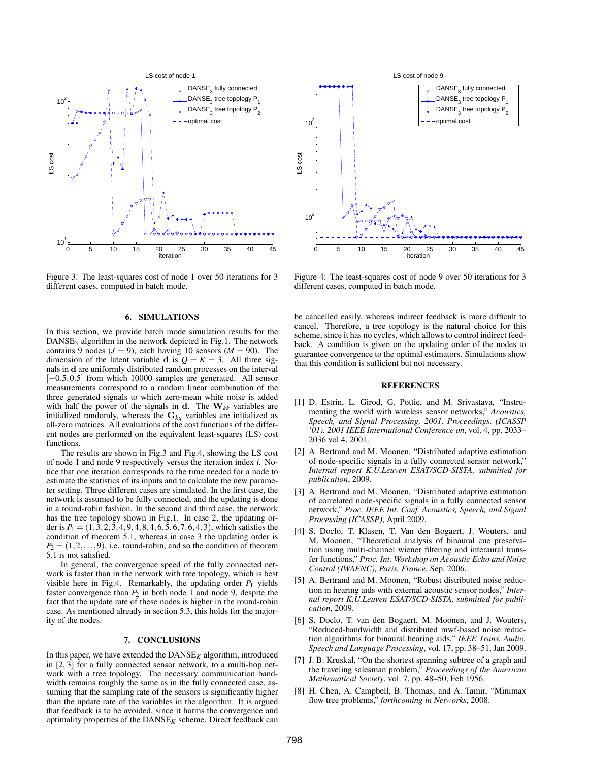LS cost of node 1

LS cost

iteration

DANSE$_3$ fully connected
DANSE$_3$ tree topology P$_1$
DANSE$_3$ tree topology P$_2$
optimal cost

Figure 3: The least-squares cost of node 1 over 50 iterations for 3 different cases, computed in batch mode.

LS cost of node 9

LS cost

iteration

DANSE$_3$ fully connected
DANSE$_3$ tree topology P$_1$
DANSE$_3$ tree topology P$_2$
optimal cost

Figure 4: The least-squares cost of node 9 over 50 iterations for 3 different cases, computed in batch mode.

## 6. SIMULATIONS

In this section, we provide batch mode simulation results for the DANSE$_3$ algorithm in the network depicted in Fig.1. The network contains 9 nodes ($J = 9$), each having 10 sensors ($M = 90$). The dimension of the latent variable $\mathbf{d}$ is $Q = K = 3$. All three signals in $\mathbf{d}$ are uniformly distributed random processes on the interval $[-0.5, 0.5]$ from which 10000 samples are generated. All sensor measurements correspond to a random linear combination of the three generated signals to which zero-mean white noise is added with half the power of the signals in $\mathbf{d}$. The $\mathbf{W}_{kk}$ variables are initialized randomly, whereas the $\mathbf{G}_{kq}$ variables are initialized as all-zero matrices. All evaluations of the cost functions of the different nodes are performed on the equivalent least-squares (LS) cost functions.

The results are shown in Fig.3 and Fig.4, showing the LS cost of node 1 and node 9 respectively versus the iteration index $i$. Notice that one iteration corresponds to the time needed for a node to estimate the statistics of its inputs and to calculate the new parameter setting. Three different cases are simulated. In the first case, the network is assumed to be fully connected, and the updating is done in a round-robin fashion. In the second and third case, the network has the tree topology shown in Fig.1. In case 2, the updating order is $P_1 = (1, 3, 2, 3, 4, 9, 4, 8, 4, 6, 5, 6, 7, 6, 4, 3)$, which satisfies the condition of theorem 5.1, whereas in case 3 the updating order is $P_2 = (1, 2, \ldots, 9)$, i.e. round-robin, and so the condition of theorem 5.1 is not satisfied.

In general, the convergence speed of the fully connected network is faster than in the network with tree topology, which is best visible here in Fig.4. Remarkably, the updating order $P_1$ yields faster convergence than $P_2$ in both node 1 and node 9, despite the fact that the update rate of these nodes is higher in the round-robin case. As mentioned already in section 5.3, this holds for the majority of the nodes.

## 7. CONCLUSIONS

In this paper, we have extended the DANSE$_K$ algorithm, introduced in [2, 3] for a fully connected sensor network, to a multi-hop network with a tree topology. The necessary communication bandwidth remains roughly the same as in the fully connected case, assuming that the sampling rate of the sensors is significantly higher than the update rate of the variables in the algorithm. It is argued that feedback is to be avoided, since it harms the convergence and optimality properties of the DANSE$_K$ scheme. Direct feedback can be cancelled easily, whereas indirect feedback is more difficult to cancel. Therefore, a tree topology is the natural choice for this scheme, since it has no cycles, which allows to control indirect feedback. A condition is given on the updating order of the nodes to guarantee convergence to the optimal estimators. Simulations show that this condition is sufficient but not necessary.

## REFERENCES

[1] D. Estrin, L. Girod, G. Pottie, and M. Srivastava, "Instrumenting the world with wireless sensor networks," *Acoustics, Speech, and Signal Processing, 2001. Proceedings. (ICASSP '01). 2001 IEEE International Conference on*, vol. 4, pp. 2033–2036 vol.4, 2001.

[2] A. Bertrand and M. Moonen, "Distributed adaptive estimation of node-specific signals in a fully connected sensor network," *Internal report K.U.Leuven ESAT/SCD-SISTA, submitted for publication*, 2009.

[3] A. Bertrand and M. Moonen, "Distributed adaptive estimation of correlated node-specific signals in a fully connected sensor network," *Proc. IEEE Int. Conf. Acoustics, Speech, and Signal Processing (ICASSP)*, April 2009.

[4] S. Doclo, T. Klasen, T. Van den Bogaert, J. Wouters, and M. Moonen, "Theoretical analysis of binaural cue preservation using multi-channel wiener filtering and interaural transfer functions," *Proc. Int. Workshop on Acoustic Echo and Noise Control (IWAENC), Paris, France*, Sep. 2006.

[5] A. Bertrand and M. Moonen, "Robust distributed noise reduction in hearing aids with external acoustic sensor nodes," *Internal report K.U.Leuven ESAT/SCD-SISTA, submitted for publication*, 2009.

[6] S. Doclo, T. van den Bogaert, M. Moonen, and J. Wouters, "Reduced-bandwidth and distributed mwf-based noise reduction algorithms for binaural hearing aids," *IEEE Trans. Audio, Speech and Language Processing*, vol. 17, pp. 38–51, Jan 2009.

[7] J. B. Kruskal, "On the shortest spanning subtree of a graph and the traveling salesman problem," *Proceedings of the American Mathematical Society*, vol. 7, pp. 48–50, Feb 1956.

[8] H. Chen, A. Campbell, B. Thomas, and A. Tamir, "Minimax flow tree problems," *forthcoming in Networks*, 2008.